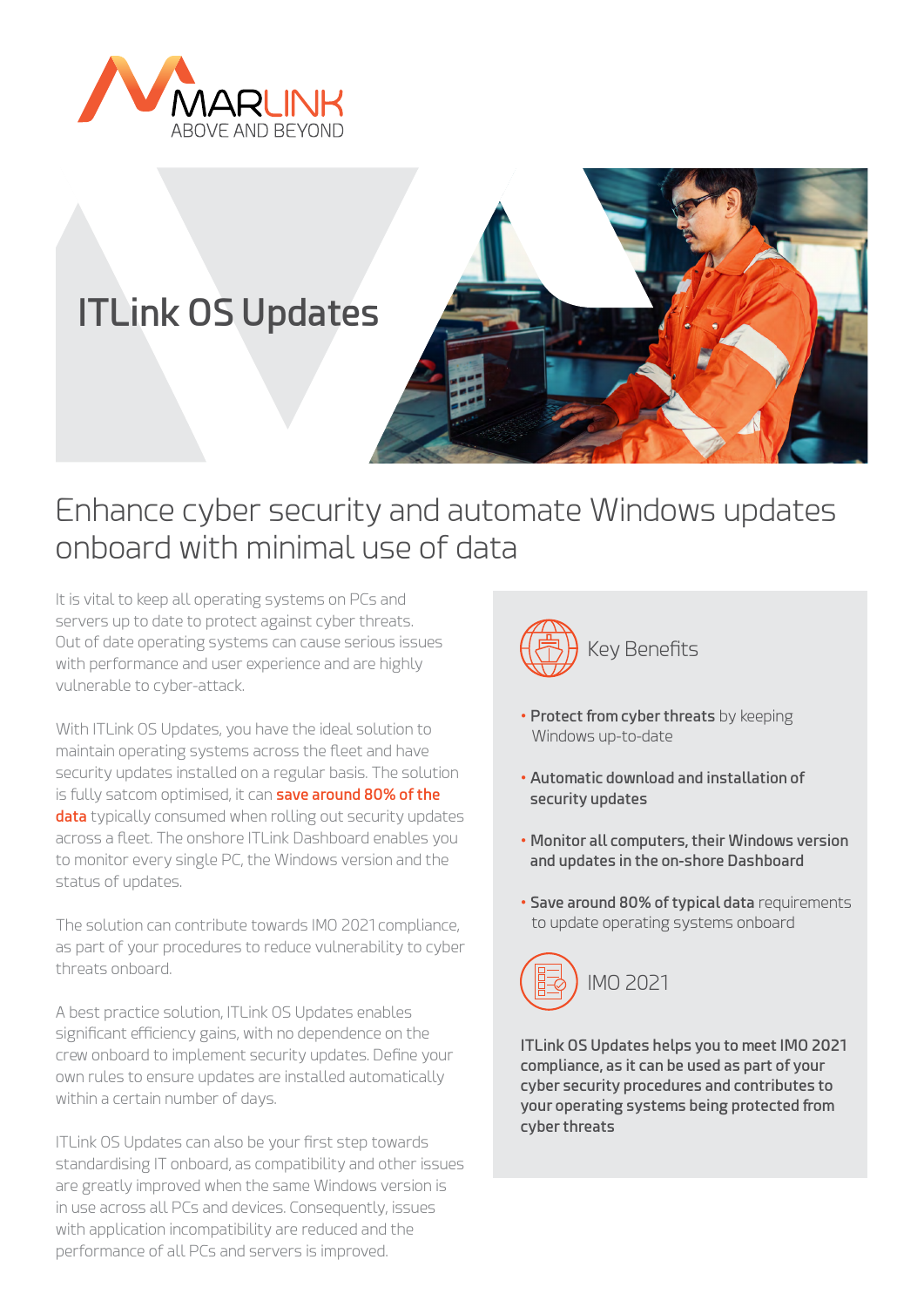MARLINK
ABOVE AND BEYOND

# ITLink OS Updates

## Enhance cyber security and automate Windows updates onboard with minimal use of data

It is vital to keep all operating systems on PCs and servers up to date to protect against cyber threats. Out of date operating systems can cause serious issues with performance and user experience and are highly vulnerable to cyber-attack.

With ITLink OS Updates, you have the ideal solution to maintain operating systems across the fleet and have security updates installed on a regular basis. The solution is fully satcom optimised, it can **save around 80% of the data** typically consumed when rolling out security updates across a fleet. The onshore ITLink Dashboard enables you to monitor every single PC, the Windows version and the status of updates.

The solution can contribute towards IMO 2021 compliance, as part of your procedures to reduce vulnerability to cyber threats onboard.

A best practice solution, ITLink OS Updates enables significant efficiency gains, with no dependence on the crew onboard to implement security updates. Define your own rules to ensure updates are installed automatically within a certain number of days.

ITLink OS Updates can also be your first step towards standardising IT onboard, as compatibility and other issues are greatly improved when the same Windows version is in use across all PCs and devices. Consequently, issues with application incompatibility are reduced and the performance of all PCs and servers is improved.

### Key Benefits

- **Protect from cyber threats** by keeping Windows up-to-date
- **Automatic download and installation of security updates**
- **Monitor all computers, their Windows version and updates in the on-shore Dashboard**
- **Save around 80% of typical data** requirements to update operating systems onboard

### IMO 2021

**ITLink OS Updates helps you to meet IMO 2021 compliance, as it can be used as part of your cyber security procedures and contributes to your operating systems being protected from cyber threats**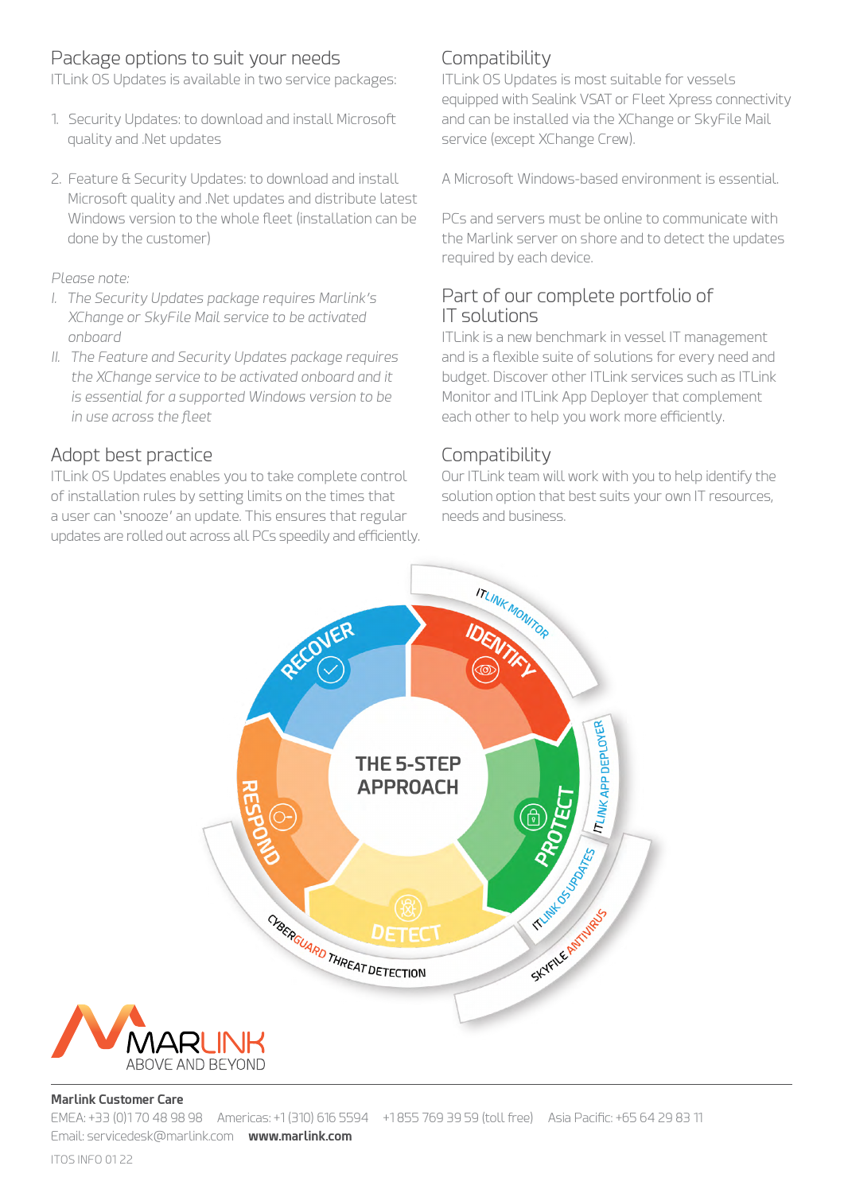## Package options to suit your needs

ITLink OS Updates is available in two service packages:

1. Security Updates: to download and install Microsoft quality and .Net updates
2. Feature & Security Updates: to download and install Microsoft quality and .Net updates and distribute latest Windows version to the whole fleet (installation can be done by the customer)

*Please note:*

*I. The Security Updates package requires Marlink's XChange or SkyFile Mail service to be activated onboard*

*II. The Feature and Security Updates package requires the XChange service to be activated onboard and it is essential for a supported Windows version to be in use across the fleet*

## Adopt best practice

ITLink OS Updates enables you to take complete control of installation rules by setting limits on the times that a user can 'snooze' an update. This ensures that regular updates are rolled out across all PCs speedily and efficiently.

## Compatibility

ITLink OS Updates is most suitable for vessels equipped with Sealink VSAT or Fleet Xpress connectivity and can be installed via the XChange or SkyFile Mail service (except XChange Crew).

A Microsoft Windows-based environment is essential.

PCs and servers must be online to communicate with the Marlink server on shore and to detect the updates required by each device.

## Part of our complete portfolio of IT solutions

ITLink is a new benchmark in vessel IT management and is a flexible suite of solutions for every need and budget. Discover other ITLink services such as ITLink Monitor and ITLink App Deployer that complement each other to help you work more efficiently.

## Compatibility

Our ITLink team will work with you to help identify the solution option that best suits your own IT resources, needs and business.

THE 5-STEP APPROACH

IDENTIFY
PROTECT
DETECT
RESPOND
RECOVER

ITLINK MONITOR
ITLINK APP DEPLOYER
ITLINK OS UPDATES
SKYFILE ANTIVIRUS
CYBERGUARD THREAT DETECTION

MARLINK
ABOVE AND BEYOND

**Marlink Customer Care**

EMEA: +33 (0)1 70 48 98 98 Americas: +1 (310) 616 5594 +1 855 769 39 59 (toll free) Asia Pacific: +65 64 29 83 11

Email: servicedesk@marlink.com **www.marlink.com**

ITOS INFO 01 22